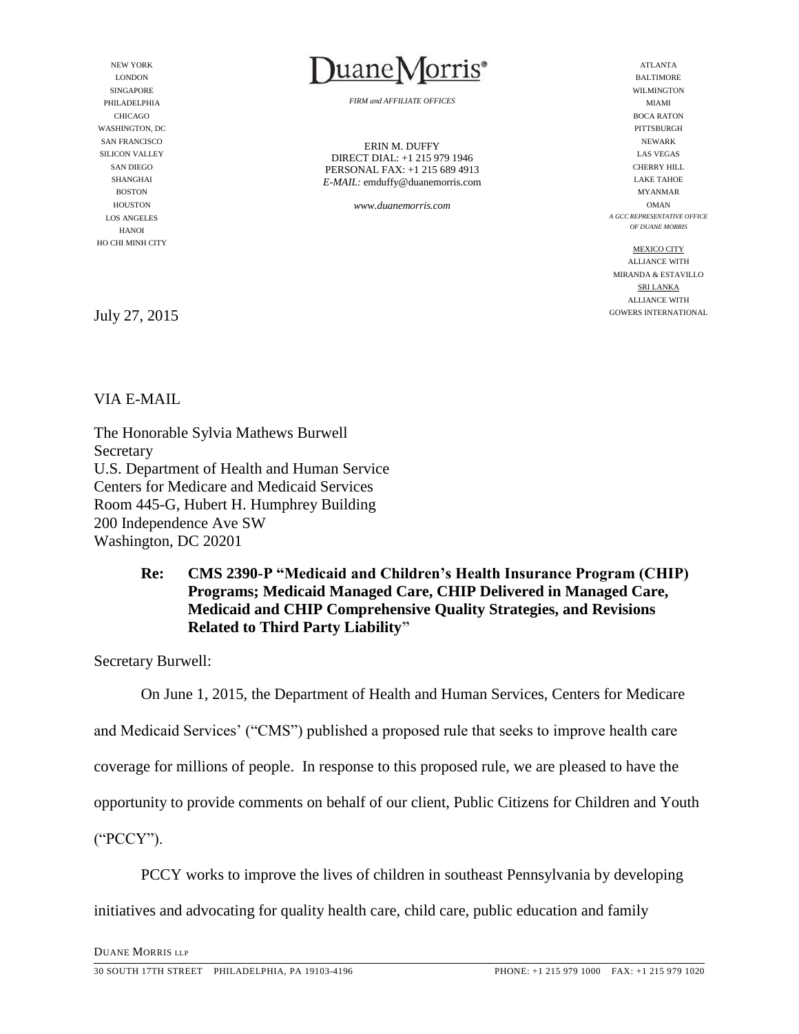NEW YORK
LONDON
SINGAPORE
PHILADELPHIA
CHICAGO
WASHINGTON, DC
SAN FRANCISCO
SILICON VALLEY
SAN DIEGO
SHANGHAI
BOSTON
HOUSTON
LOS ANGELES
HANOI
HO CHI MINH CITY

**DuaneMorris®**

*FIRM and AFFILIATE OFFICES*

ERIN M. DUFFY
DIRECT DIAL: +1 215 979 1946
PERSONAL FAX: +1 215 689 4913
*E-MAIL:* emduffy@duanemorris.com

*www.duanemorris.com*

ATLANTA
BALTIMORE
WILMINGTON
MIAMI
BOCA RATON
PITTSBURGH
NEWARK
LAS VEGAS
CHERRY HILL
LAKE TAHOE
MYANMAR
OMAN
*A GCC REPRESENTATIVE OFFICE OF DUANE MORRIS*

MEXICO CITY
ALLIANCE WITH
MIRANDA & ESTAVILLO
SRI LANKA
ALLIANCE WITH
GOWERS INTERNATIONAL

July 27, 2015

VIA E-MAIL

The Honorable Sylvia Mathews Burwell
Secretary
U.S. Department of Health and Human Service
Centers for Medicare and Medicaid Services
Room 445-G, Hubert H. Humphrey Building
200 Independence Ave SW
Washington, DC 20201

> **Re: CMS 2390-P "Medicaid and Children's Health Insurance Program (CHIP) Programs; Medicaid Managed Care, CHIP Delivered in Managed Care, Medicaid and CHIP Comprehensive Quality Strategies, and Revisions Related to Third Party Liability"**

Secretary Burwell:

On June 1, 2015, the Department of Health and Human Services, Centers for Medicare and Medicaid Services' ("CMS") published a proposed rule that seeks to improve health care coverage for millions of people. In response to this proposed rule, we are pleased to have the opportunity to provide comments on behalf of our client, Public Citizens for Children and Youth ("PCCY").

PCCY works to improve the lives of children in southeast Pennsylvania by developing initiatives and advocating for quality health care, child care, public education and family

DUANE MORRIS LLP

30 SOUTH 17TH STREET PHILADELPHIA, PA 19103-4196 PHONE: +1 215 979 1000 FAX: +1 215 979 1020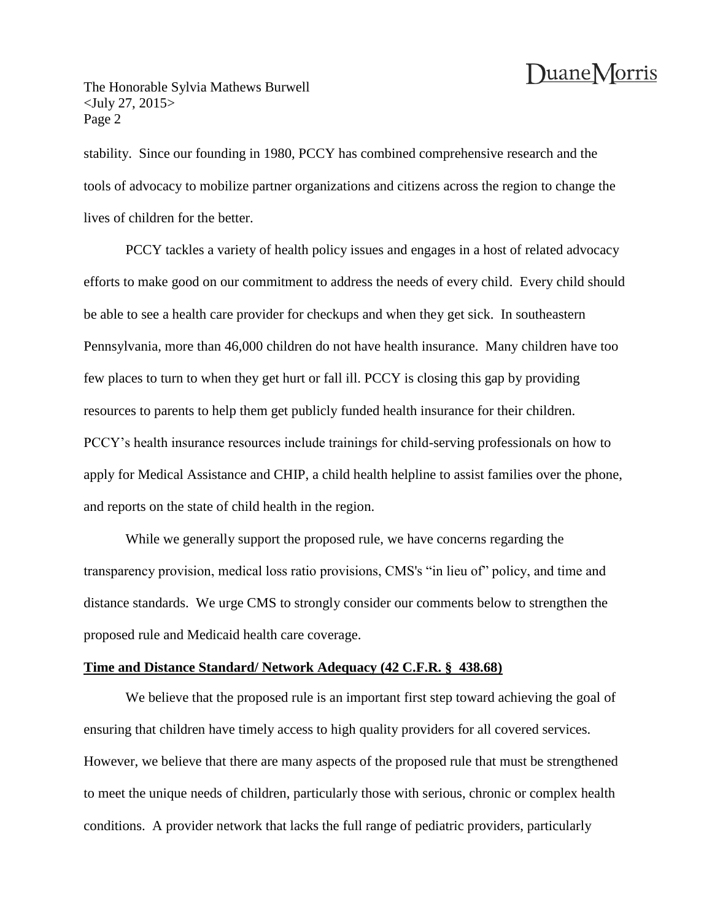stability. Since our founding in 1980, PCCY has combined comprehensive research and the tools of advocacy to mobilize partner organizations and citizens across the region to change the lives of children for the better.

PCCY tackles a variety of health policy issues and engages in a host of related advocacy efforts to make good on our commitment to address the needs of every child. Every child should be able to see a health care provider for checkups and when they get sick. In southeastern Pennsylvania, more than 46,000 children do not have health insurance. Many children have too few places to turn to when they get hurt or fall ill. PCCY is closing this gap by providing resources to parents to help them get publicly funded health insurance for their children. PCCY's health insurance resources include trainings for child-serving professionals on how to apply for Medical Assistance and CHIP, a child health helpline to assist families over the phone, and reports on the state of child health in the region.

While we generally support the proposed rule, we have concerns regarding the transparency provision, medical loss ratio provisions, CMS's "in lieu of" policy, and time and distance standards. We urge CMS to strongly consider our comments below to strengthen the proposed rule and Medicaid health care coverage.

**<u>Time and Distance Standard/ Network Adequacy (42 C.F.R. § 438.68)</u>**

We believe that the proposed rule is an important first step toward achieving the goal of ensuring that children have timely access to high quality providers for all covered services. However, we believe that there are many aspects of the proposed rule that must be strengthened to meet the unique needs of children, particularly those with serious, chronic or complex health conditions. A provider network that lacks the full range of pediatric providers, particularly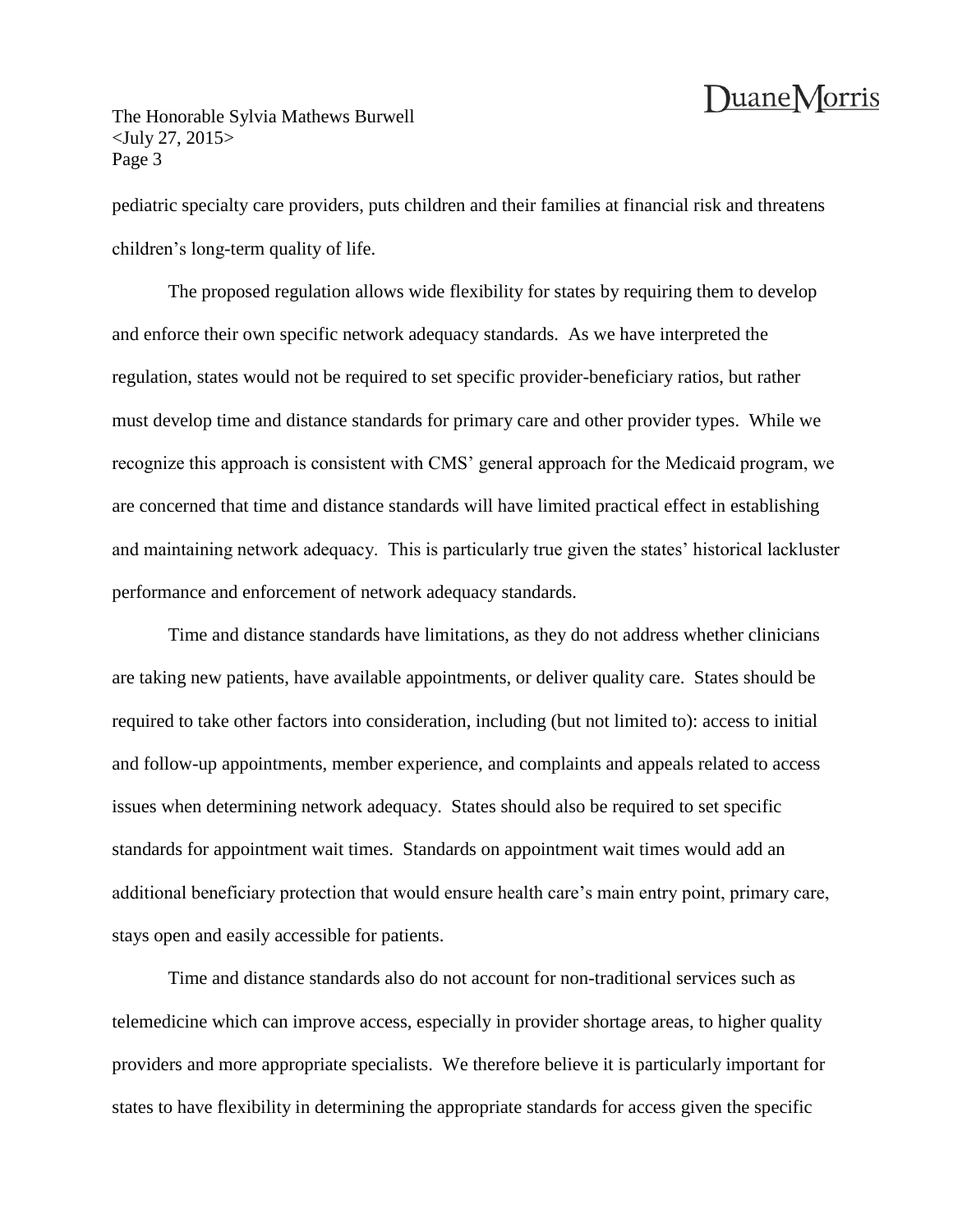pediatric specialty care providers, puts children and their families at financial risk and threatens children's long-term quality of life.

The proposed regulation allows wide flexibility for states by requiring them to develop and enforce their own specific network adequacy standards. As we have interpreted the regulation, states would not be required to set specific provider-beneficiary ratios, but rather must develop time and distance standards for primary care and other provider types. While we recognize this approach is consistent with CMS' general approach for the Medicaid program, we are concerned that time and distance standards will have limited practical effect in establishing and maintaining network adequacy. This is particularly true given the states' historical lackluster performance and enforcement of network adequacy standards.

Time and distance standards have limitations, as they do not address whether clinicians are taking new patients, have available appointments, or deliver quality care. States should be required to take other factors into consideration, including (but not limited to): access to initial and follow-up appointments, member experience, and complaints and appeals related to access issues when determining network adequacy. States should also be required to set specific standards for appointment wait times. Standards on appointment wait times would add an additional beneficiary protection that would ensure health care's main entry point, primary care, stays open and easily accessible for patients.

Time and distance standards also do not account for non-traditional services such as telemedicine which can improve access, especially in provider shortage areas, to higher quality providers and more appropriate specialists. We therefore believe it is particularly important for states to have flexibility in determining the appropriate standards for access given the specific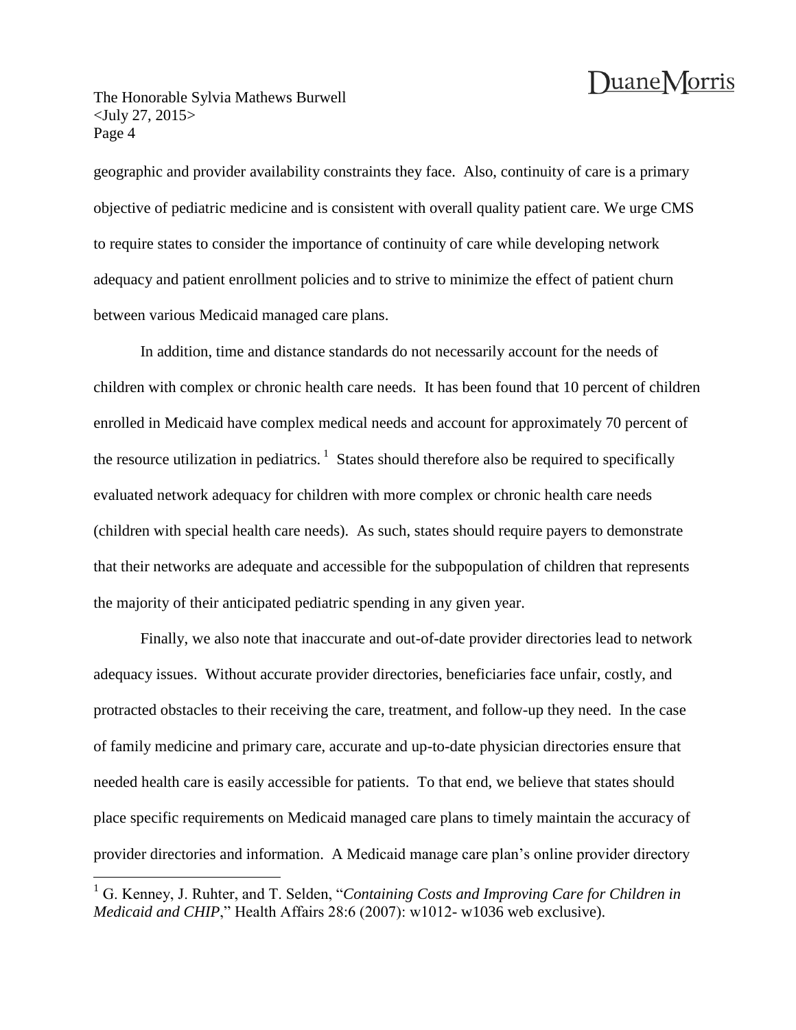geographic and provider availability constraints they face. Also, continuity of care is a primary objective of pediatric medicine and is consistent with overall quality patient care. We urge CMS to require states to consider the importance of continuity of care while developing network adequacy and patient enrollment policies and to strive to minimize the effect of patient churn between various Medicaid managed care plans.

In addition, time and distance standards do not necessarily account for the needs of children with complex or chronic health care needs. It has been found that 10 percent of children enrolled in Medicaid have complex medical needs and account for approximately 70 percent of the resource utilization in pediatrics. [1] States should therefore also be required to specifically evaluated network adequacy for children with more complex or chronic health care needs (children with special health care needs). As such, states should require payers to demonstrate that their networks are adequate and accessible for the subpopulation of children that represents the majority of their anticipated pediatric spending in any given year.

Finally, we also note that inaccurate and out-of-date provider directories lead to network adequacy issues. Without accurate provider directories, beneficiaries face unfair, costly, and protracted obstacles to their receiving the care, treatment, and follow-up they need. In the case of family medicine and primary care, accurate and up-to-date physician directories ensure that needed health care is easily accessible for patients. To that end, we believe that states should place specific requirements on Medicaid managed care plans to timely maintain the accuracy of provider directories and information. A Medicaid manage care plan's online provider directory

---

[1] G. Kenney, J. Ruhter, and T. Selden, "*Containing Costs and Improving Care for Children in Medicaid and CHIP*," Health Affairs 28:6 (2007): w1012- w1036 web exclusive).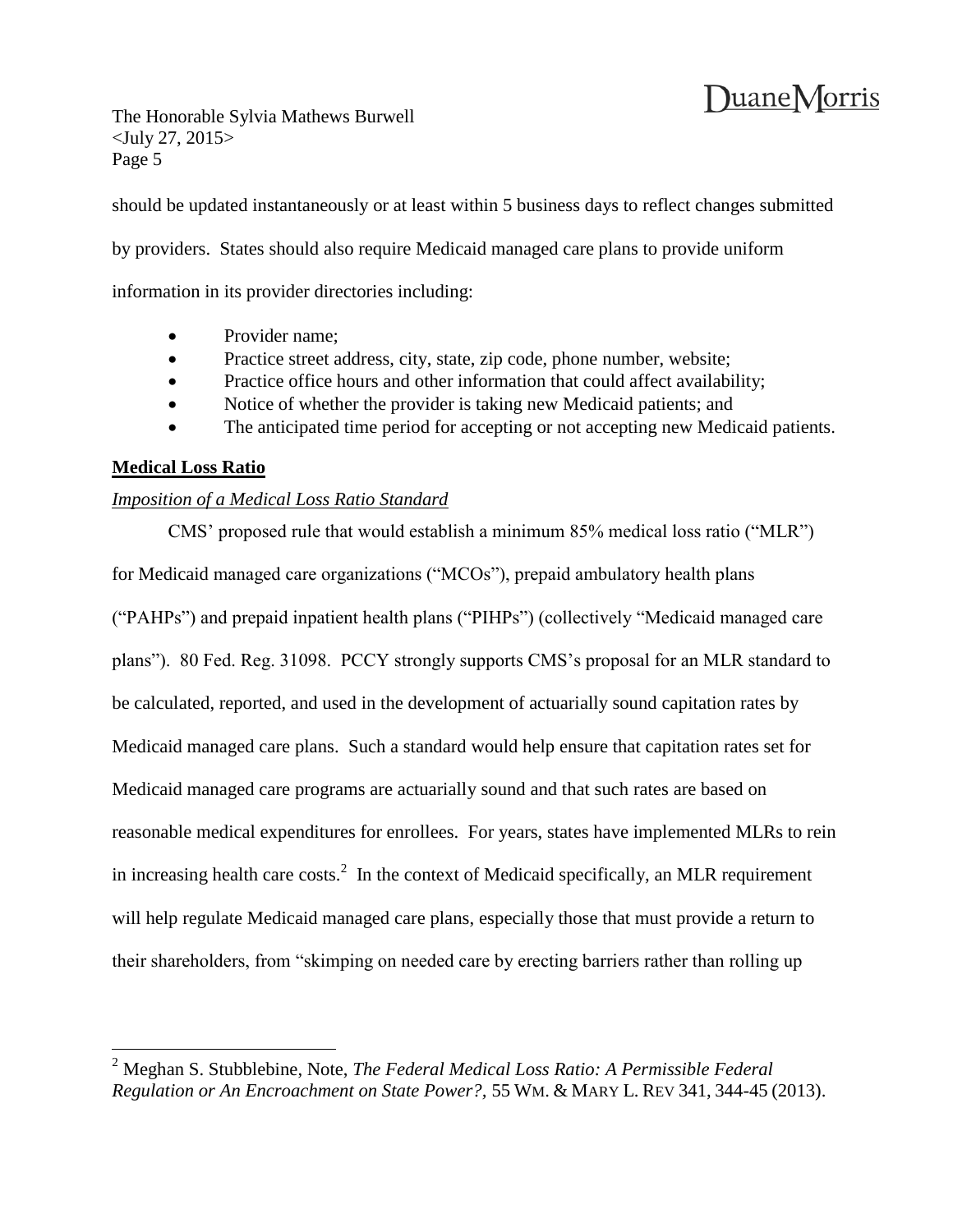should be updated instantaneously or at least within 5 business days to reflect changes submitted by providers. States should also require Medicaid managed care plans to provide uniform information in its provider directories including:

- Provider name;
- Practice street address, city, state, zip code, phone number, website;
- Practice office hours and other information that could affect availability;
- Notice of whether the provider is taking new Medicaid patients; and
- The anticipated time period for accepting or not accepting new Medicaid patients.

**Medical Loss Ratio**

*Imposition of a Medical Loss Ratio Standard*

CMS' proposed rule that would establish a minimum 85% medical loss ratio ("MLR") for Medicaid managed care organizations ("MCOs"), prepaid ambulatory health plans ("PAHPs") and prepaid inpatient health plans ("PIHPs") (collectively "Medicaid managed care plans"). 80 Fed. Reg. 31098. PCCY strongly supports CMS's proposal for an MLR standard to be calculated, reported, and used in the development of actuarially sound capitation rates by Medicaid managed care plans. Such a standard would help ensure that capitation rates set for Medicaid managed care programs are actuarially sound and that such rates are based on reasonable medical expenditures for enrollees. For years, states have implemented MLRs to rein in increasing health care costs.[2] In the context of Medicaid specifically, an MLR requirement will help regulate Medicaid managed care plans, especially those that must provide a return to their shareholders, from "skimping on needed care by erecting barriers rather than rolling up

---

[2] Meghan S. Stubblebine, Note, *The Federal Medical Loss Ratio: A Permissible Federal Regulation or An Encroachment on State Power?*, 55 WM. & MARY L. REV 341, 344-45 (2013).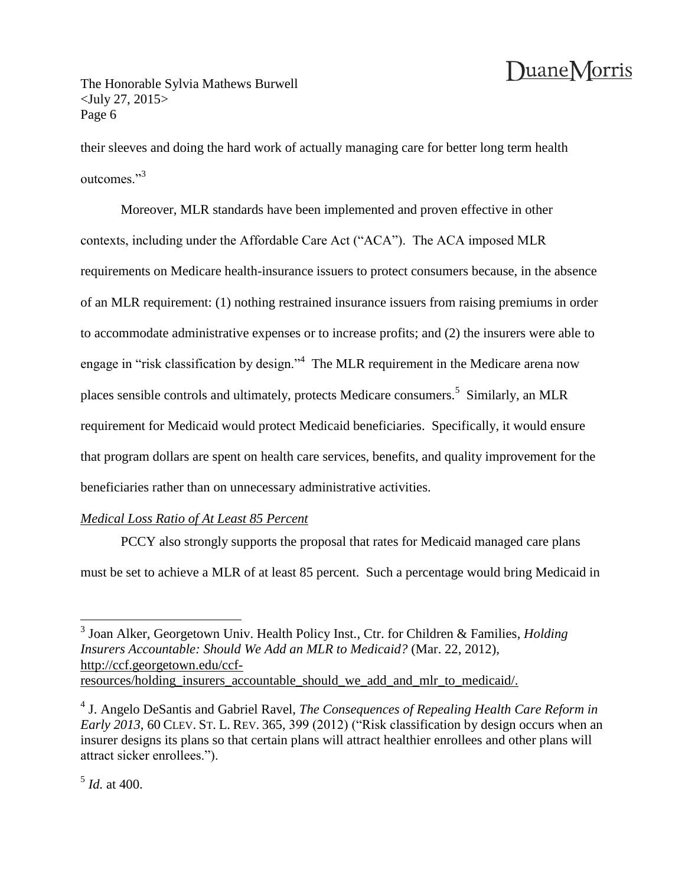their sleeves and doing the hard work of actually managing care for better long term health outcomes."[3]

Moreover, MLR standards have been implemented and proven effective in other contexts, including under the Affordable Care Act ("ACA"). The ACA imposed MLR requirements on Medicare health-insurance issuers to protect consumers because, in the absence of an MLR requirement: (1) nothing restrained insurance issuers from raising premiums in order to accommodate administrative expenses or to increase profits; and (2) the insurers were able to engage in "risk classification by design."[4] The MLR requirement in the Medicare arena now places sensible controls and ultimately, protects Medicare consumers.[5] Similarly, an MLR requirement for Medicaid would protect Medicaid beneficiaries. Specifically, it would ensure that program dollars are spent on health care services, benefits, and quality improvement for the beneficiaries rather than on unnecessary administrative activities.

*Medical Loss Ratio of At Least 85 Percent*

PCCY also strongly supports the proposal that rates for Medicaid managed care plans must be set to achieve a MLR of at least 85 percent. Such a percentage would bring Medicaid in

---

[3] Joan Alker, Georgetown Univ. Health Policy Inst., Ctr. for Children & Families, *Holding Insurers Accountable: Should We Add an MLR to Medicaid?* (Mar. 22, 2012), http://ccf.georgetown.edu/ccf-resources/holding_insurers_accountable_should_we_add_and_mlr_to_medicaid/.

[4] J. Angelo DeSantis and Gabriel Ravel, *The Consequences of Repealing Health Care Reform in Early 2013*, 60 CLEV. ST. L. REV. 365, 399 (2012) ("Risk classification by design occurs when an insurer designs its plans so that certain plans will attract healthier enrollees and other plans will attract sicker enrollees.").

[5] *Id.* at 400.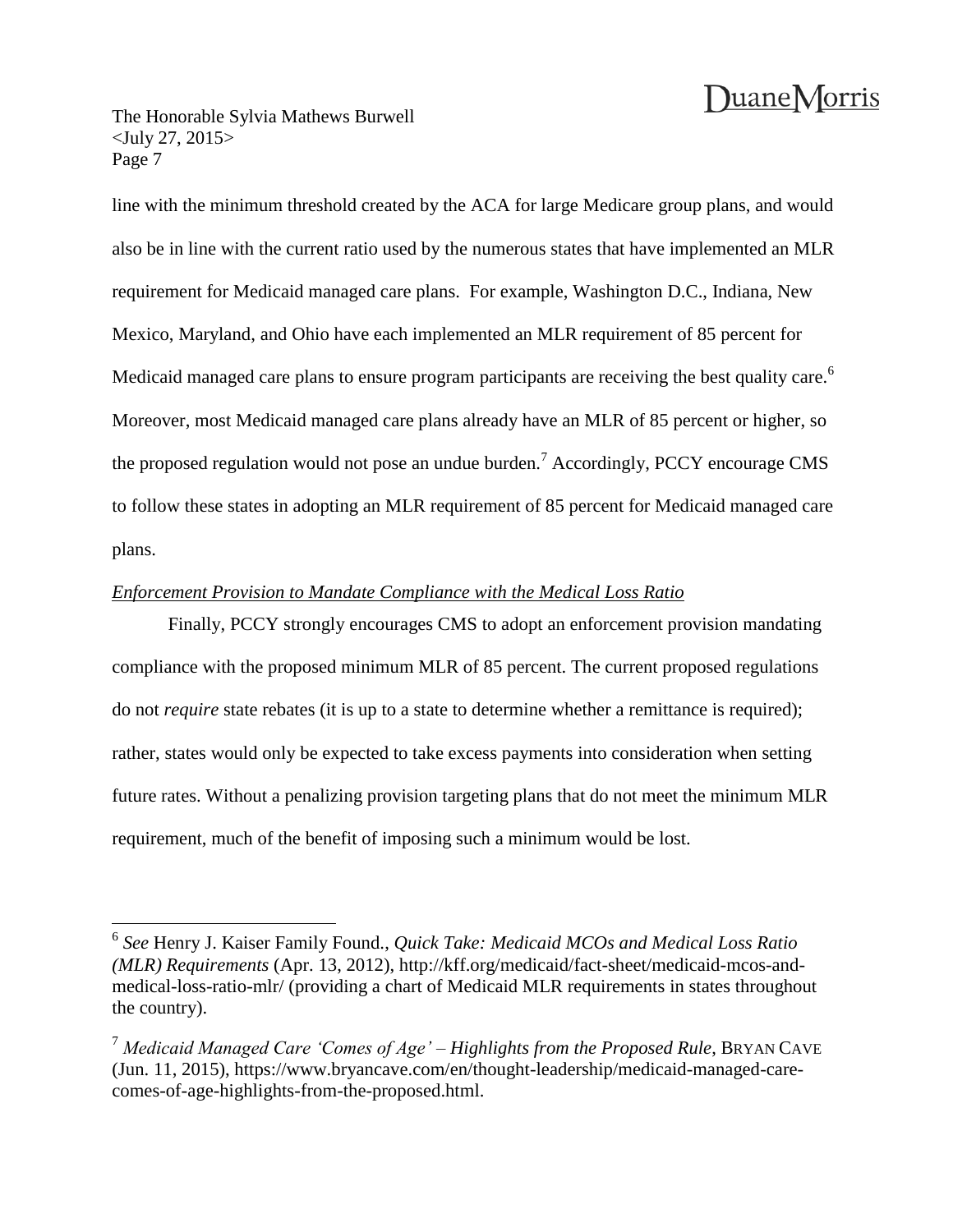line with the minimum threshold created by the ACA for large Medicare group plans, and would also be in line with the current ratio used by the numerous states that have implemented an MLR requirement for Medicaid managed care plans. For example, Washington D.C., Indiana, New Mexico, Maryland, and Ohio have each implemented an MLR requirement of 85 percent for Medicaid managed care plans to ensure program participants are receiving the best quality care.[6] Moreover, most Medicaid managed care plans already have an MLR of 85 percent or higher, so the proposed regulation would not pose an undue burden.[7] Accordingly, PCCY encourage CMS to follow these states in adopting an MLR requirement of 85 percent for Medicaid managed care plans.

*Enforcement Provision to Mandate Compliance with the Medical Loss Ratio*

Finally, PCCY strongly encourages CMS to adopt an enforcement provision mandating compliance with the proposed minimum MLR of 85 percent. The current proposed regulations do not *require* state rebates (it is up to a state to determine whether a remittance is required); rather, states would only be expected to take excess payments into consideration when setting future rates. Without a penalizing provision targeting plans that do not meet the minimum MLR requirement, much of the benefit of imposing such a minimum would be lost.

---

[6] *See* Henry J. Kaiser Family Found., *Quick Take: Medicaid MCOs and Medical Loss Ratio (MLR) Requirements* (Apr. 13, 2012), http://kff.org/medicaid/fact-sheet/medicaid-mcos-and-medical-loss-ratio-mlr/ (providing a chart of Medicaid MLR requirements in states throughout the country).

[7] *Medicaid Managed Care 'Comes of Age' – Highlights from the Proposed Rule*, BRYAN CAVE (Jun. 11, 2015), https://www.bryancave.com/en/thought-leadership/medicaid-managed-care-comes-of-age-highlights-from-the-proposed.html.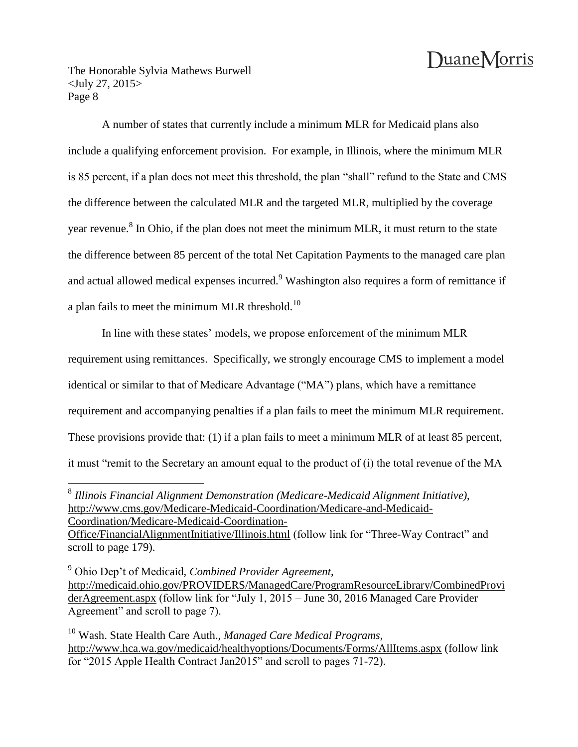A number of states that currently include a minimum MLR for Medicaid plans also include a qualifying enforcement provision. For example, in Illinois, where the minimum MLR is 85 percent, if a plan does not meet this threshold, the plan "shall" refund to the State and CMS the difference between the calculated MLR and the targeted MLR, multiplied by the coverage year revenue.[8] In Ohio, if the plan does not meet the minimum MLR, it must return to the state the difference between 85 percent of the total Net Capitation Payments to the managed care plan and actual allowed medical expenses incurred.[9] Washington also requires a form of remittance if a plan fails to meet the minimum MLR threshold.[10]

In line with these states' models, we propose enforcement of the minimum MLR requirement using remittances. Specifically, we strongly encourage CMS to implement a model identical or similar to that of Medicare Advantage ("MA") plans, which have a remittance requirement and accompanying penalties if a plan fails to meet the minimum MLR requirement. These provisions provide that: (1) if a plan fails to meet a minimum MLR of at least 85 percent, it must "remit to the Secretary an amount equal to the product of (i) the total revenue of the MA

---

[8] *Illinois Financial Alignment Demonstration (Medicare-Medicaid Alignment Initiative)*, http://www.cms.gov/Medicare-Medicaid-Coordination/Medicare-and-Medicaid-Coordination/Medicare-Medicaid-Coordination-Office/FinancialAlignmentInitiative/Illinois.html (follow link for "Three-Way Contract" and scroll to page 179).

[9] Ohio Dep't of Medicaid, *Combined Provider Agreement*, http://medicaid.ohio.gov/PROVIDERS/ManagedCare/ProgramResourceLibrary/CombinedProviderAgreement.aspx (follow link for "July 1, 2015 – June 30, 2016 Managed Care Provider Agreement" and scroll to page 7).

[10] Wash. State Health Care Auth., *Managed Care Medical Programs*, http://www.hca.wa.gov/medicaid/healthyoptions/Documents/Forms/AllItems.aspx (follow link for "2015 Apple Health Contract Jan2015" and scroll to pages 71-72).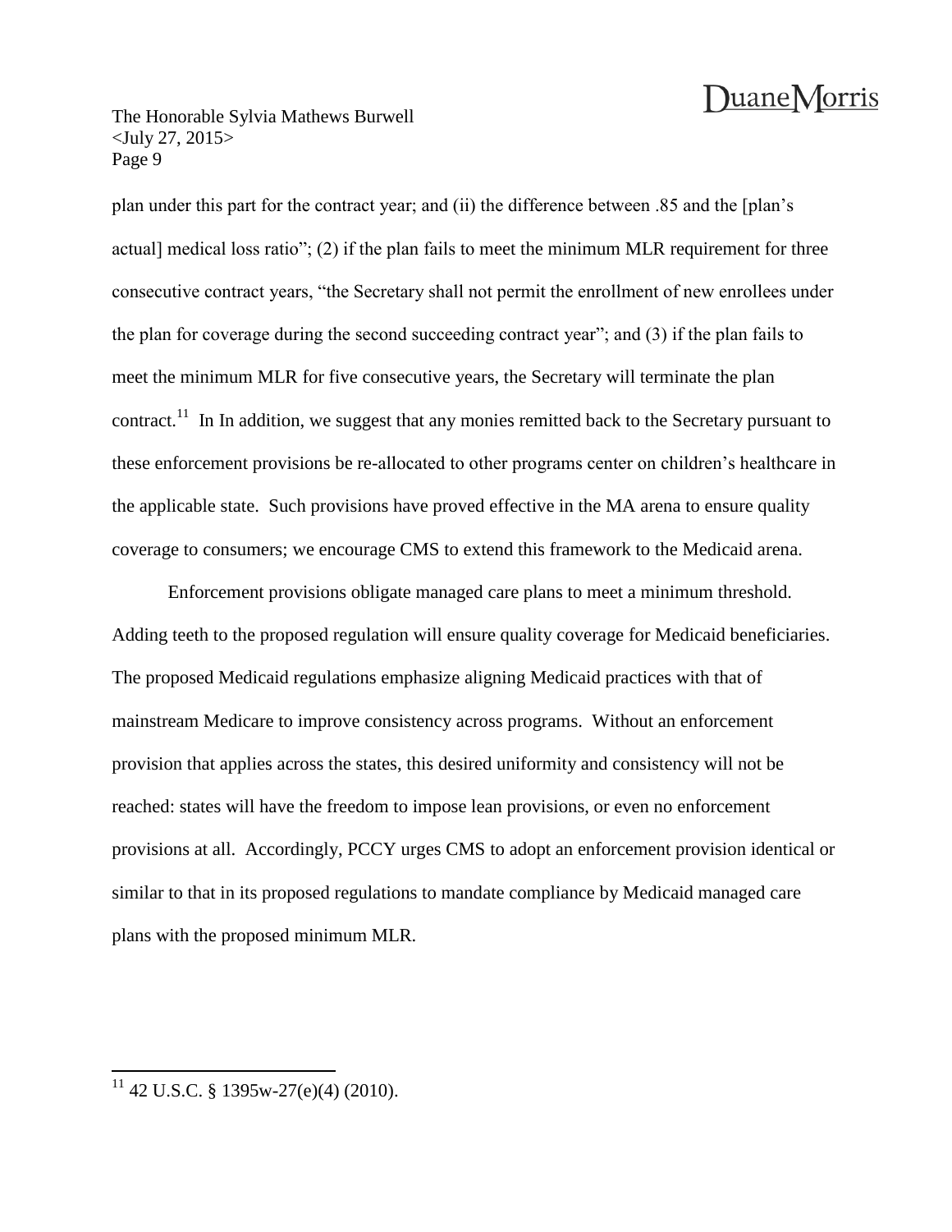plan under this part for the contract year; and (ii) the difference between .85 and the [plan's actual] medical loss ratio"; (2) if the plan fails to meet the minimum MLR requirement for three consecutive contract years, "the Secretary shall not permit the enrollment of new enrollees under the plan for coverage during the second succeeding contract year"; and (3) if the plan fails to meet the minimum MLR for five consecutive years, the Secretary will terminate the plan contract.[11] In In addition, we suggest that any monies remitted back to the Secretary pursuant to these enforcement provisions be re-allocated to other programs center on children's healthcare in the applicable state. Such provisions have proved effective in the MA arena to ensure quality coverage to consumers; we encourage CMS to extend this framework to the Medicaid arena.

Enforcement provisions obligate managed care plans to meet a minimum threshold. Adding teeth to the proposed regulation will ensure quality coverage for Medicaid beneficiaries. The proposed Medicaid regulations emphasize aligning Medicaid practices with that of mainstream Medicare to improve consistency across programs. Without an enforcement provision that applies across the states, this desired uniformity and consistency will not be reached: states will have the freedom to impose lean provisions, or even no enforcement provisions at all. Accordingly, PCCY urges CMS to adopt an enforcement provision identical or similar to that in its proposed regulations to mandate compliance by Medicaid managed care plans with the proposed minimum MLR.

---

[11] 42 U.S.C. § 1395w-27(e)(4) (2010).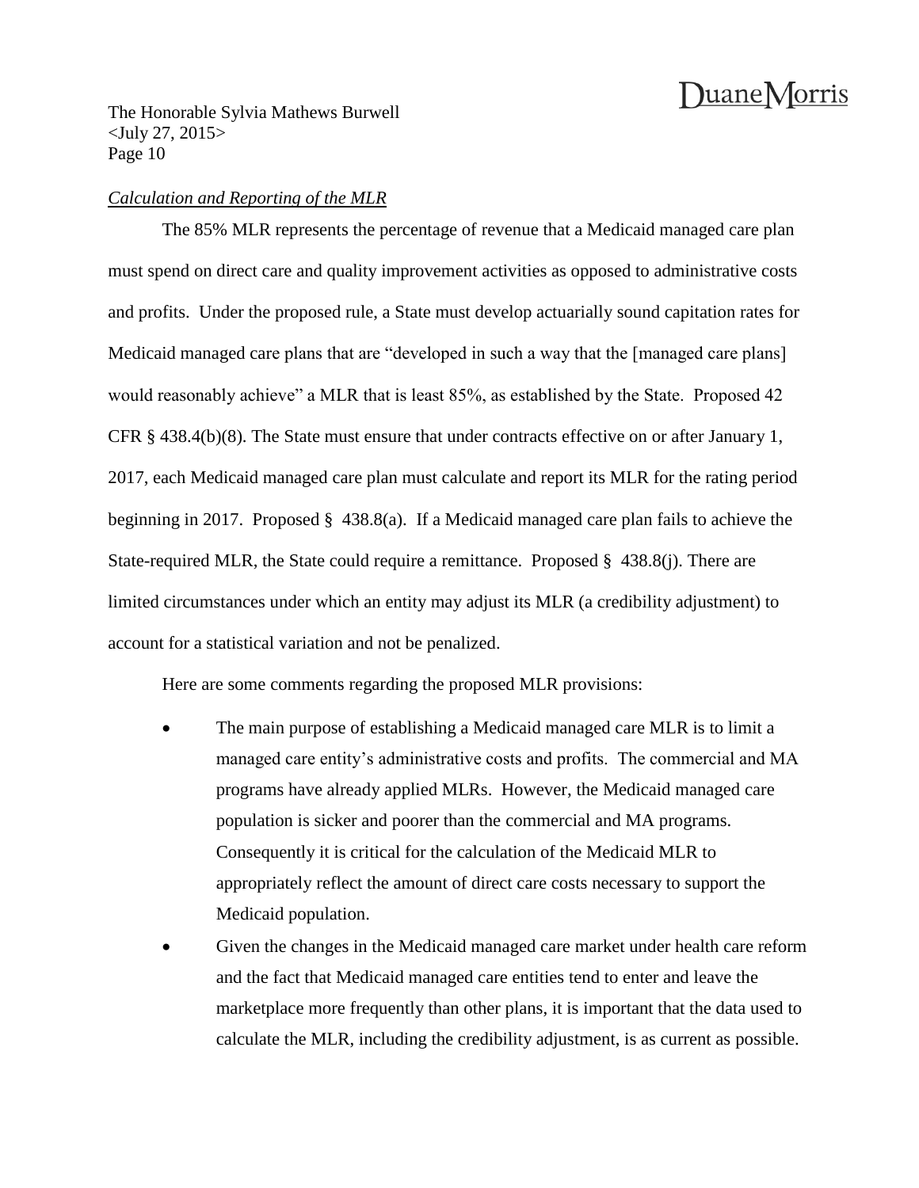*Calculation and Reporting of the MLR*

The 85% MLR represents the percentage of revenue that a Medicaid managed care plan must spend on direct care and quality improvement activities as opposed to administrative costs and profits. Under the proposed rule, a State must develop actuarially sound capitation rates for Medicaid managed care plans that are "developed in such a way that the [managed care plans] would reasonably achieve" a MLR that is least 85%, as established by the State. Proposed 42 CFR § 438.4(b)(8). The State must ensure that under contracts effective on or after January 1, 2017, each Medicaid managed care plan must calculate and report its MLR for the rating period beginning in 2017. Proposed § 438.8(a). If a Medicaid managed care plan fails to achieve the State-required MLR, the State could require a remittance. Proposed § 438.8(j). There are limited circumstances under which an entity may adjust its MLR (a credibility adjustment) to account for a statistical variation and not be penalized.

Here are some comments regarding the proposed MLR provisions:

- The main purpose of establishing a Medicaid managed care MLR is to limit a managed care entity's administrative costs and profits. The commercial and MA programs have already applied MLRs. However, the Medicaid managed care population is sicker and poorer than the commercial and MA programs. Consequently it is critical for the calculation of the Medicaid MLR to appropriately reflect the amount of direct care costs necessary to support the Medicaid population.
- Given the changes in the Medicaid managed care market under health care reform and the fact that Medicaid managed care entities tend to enter and leave the marketplace more frequently than other plans, it is important that the data used to calculate the MLR, including the credibility adjustment, is as current as possible.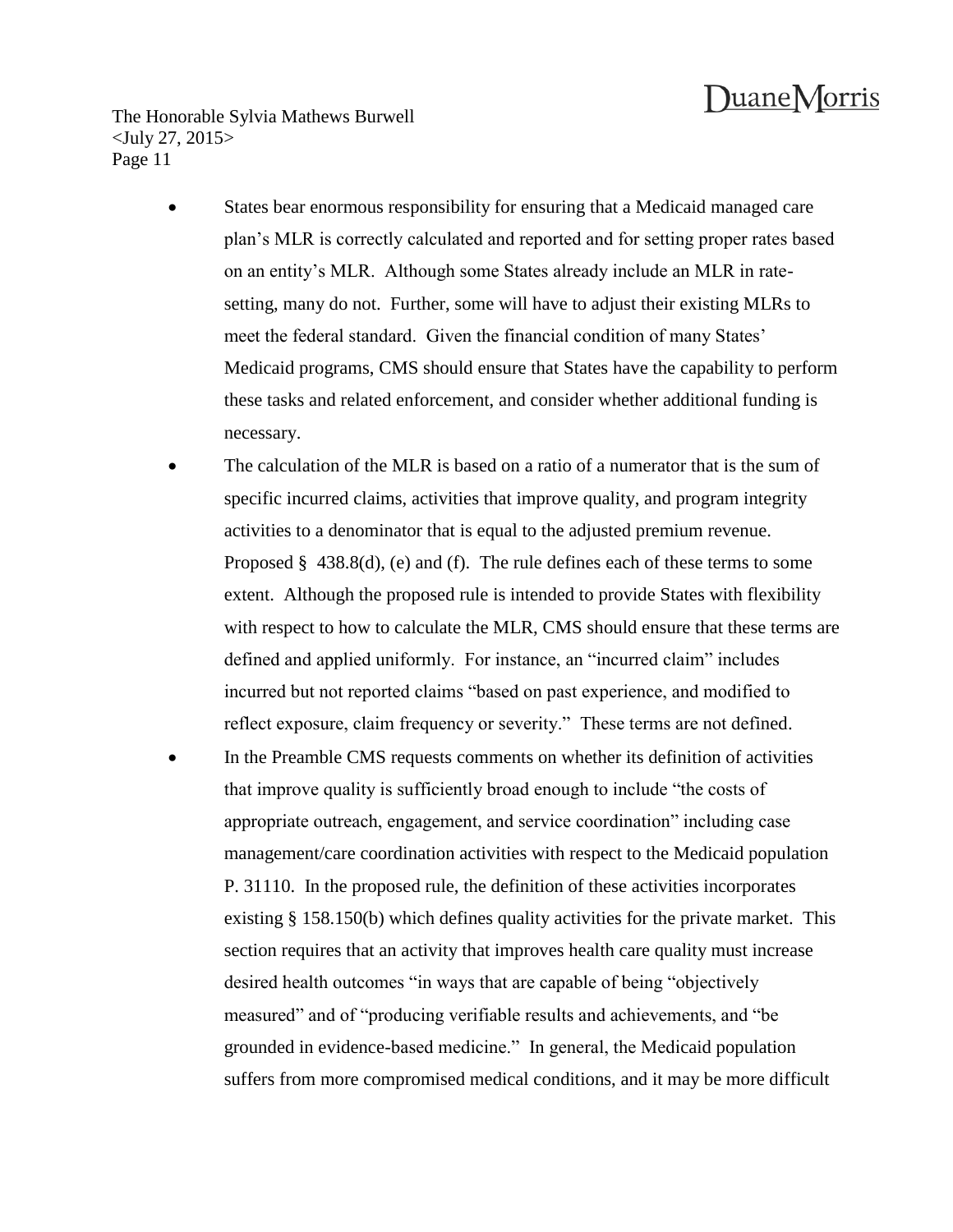- States bear enormous responsibility for ensuring that a Medicaid managed care plan's MLR is correctly calculated and reported and for setting proper rates based on an entity's MLR. Although some States already include an MLR in rate-setting, many do not. Further, some will have to adjust their existing MLRs to meet the federal standard. Given the financial condition of many States' Medicaid programs, CMS should ensure that States have the capability to perform these tasks and related enforcement, and consider whether additional funding is necessary.
- The calculation of the MLR is based on a ratio of a numerator that is the sum of specific incurred claims, activities that improve quality, and program integrity activities to a denominator that is equal to the adjusted premium revenue. Proposed § 438.8(d), (e) and (f). The rule defines each of these terms to some extent. Although the proposed rule is intended to provide States with flexibility with respect to how to calculate the MLR, CMS should ensure that these terms are defined and applied uniformly. For instance, an "incurred claim" includes incurred but not reported claims "based on past experience, and modified to reflect exposure, claim frequency or severity." These terms are not defined.
- In the Preamble CMS requests comments on whether its definition of activities that improve quality is sufficiently broad enough to include "the costs of appropriate outreach, engagement, and service coordination" including case management/care coordination activities with respect to the Medicaid population P. 31110. In the proposed rule, the definition of these activities incorporates existing § 158.150(b) which defines quality activities for the private market. This section requires that an activity that improves health care quality must increase desired health outcomes "in ways that are capable of being "objectively measured" and of "producing verifiable results and achievements, and "be grounded in evidence-based medicine." In general, the Medicaid population suffers from more compromised medical conditions, and it may be more difficult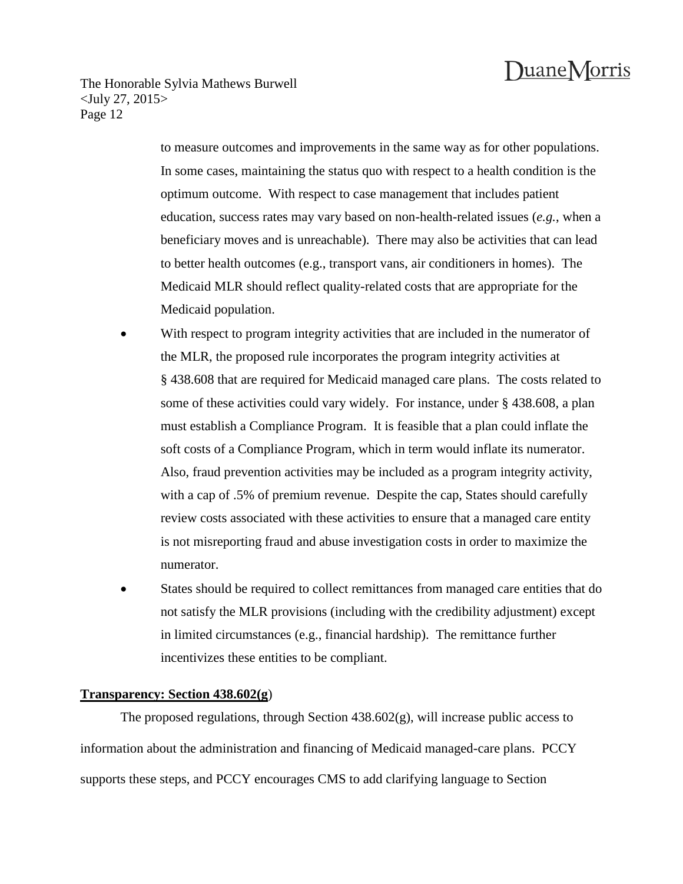to measure outcomes and improvements in the same way as for other populations. In some cases, maintaining the status quo with respect to a health condition is the optimum outcome. With respect to case management that includes patient education, success rates may vary based on non-health-related issues (*e.g.*, when a beneficiary moves and is unreachable). There may also be activities that can lead to better health outcomes (e.g., transport vans, air conditioners in homes). The Medicaid MLR should reflect quality-related costs that are appropriate for the Medicaid population.

- With respect to program integrity activities that are included in the numerator of the MLR, the proposed rule incorporates the program integrity activities at § 438.608 that are required for Medicaid managed care plans. The costs related to some of these activities could vary widely. For instance, under § 438.608, a plan must establish a Compliance Program. It is feasible that a plan could inflate the soft costs of a Compliance Program, which in term would inflate its numerator. Also, fraud prevention activities may be included as a program integrity activity, with a cap of .5% of premium revenue. Despite the cap, States should carefully review costs associated with these activities to ensure that a managed care entity is not misreporting fraud and abuse investigation costs in order to maximize the numerator.
- States should be required to collect remittances from managed care entities that do not satisfy the MLR provisions (including with the credibility adjustment) except in limited circumstances (e.g., financial hardship). The remittance further incentivizes these entities to be compliant.

**Transparency: Section 438.602(g)**

The proposed regulations, through Section 438.602(g), will increase public access to information about the administration and financing of Medicaid managed-care plans. PCCY supports these steps, and PCCY encourages CMS to add clarifying language to Section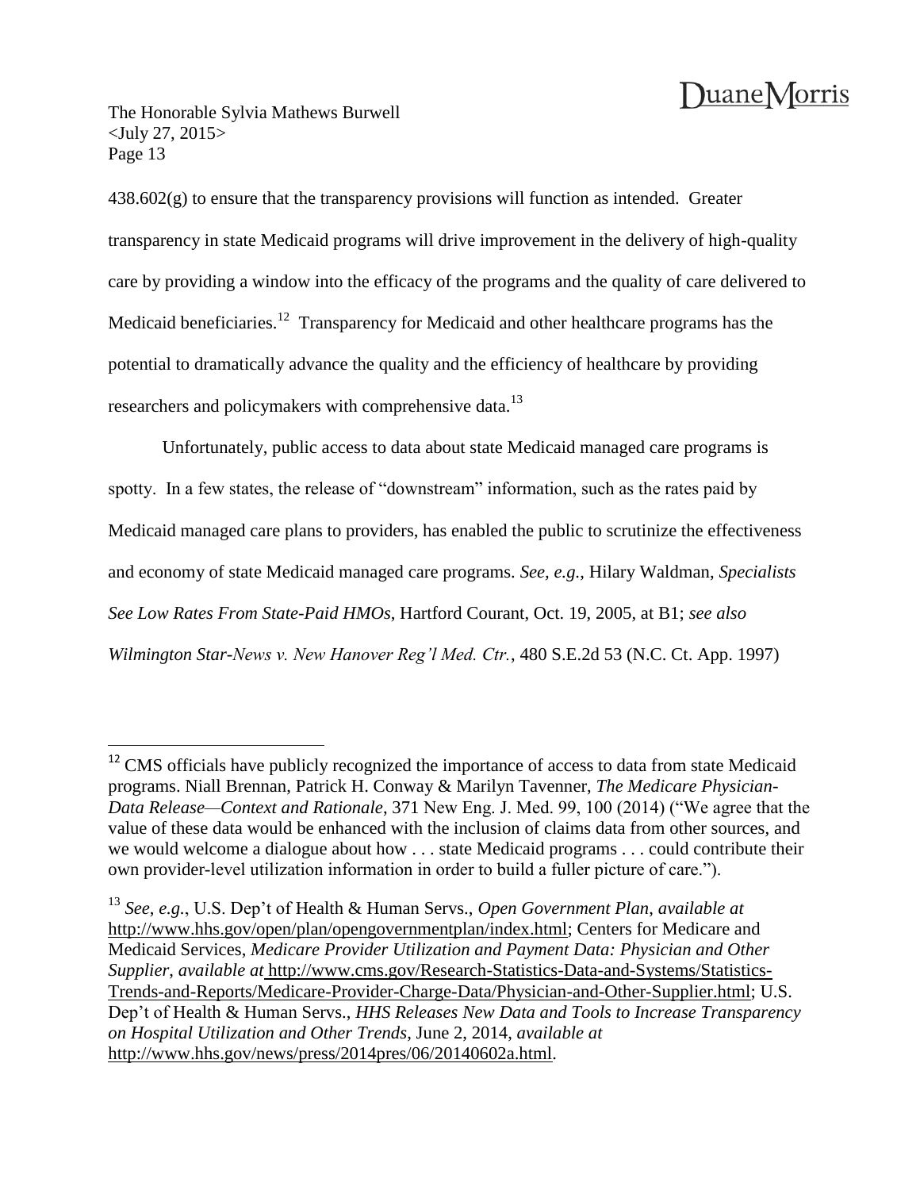438.602(g) to ensure that the transparency provisions will function as intended. Greater transparency in state Medicaid programs will drive improvement in the delivery of high-quality care by providing a window into the efficacy of the programs and the quality of care delivered to Medicaid beneficiaries.[12] Transparency for Medicaid and other healthcare programs has the potential to dramatically advance the quality and the efficiency of healthcare by providing researchers and policymakers with comprehensive data.[13]

Unfortunately, public access to data about state Medicaid managed care programs is spotty. In a few states, the release of "downstream" information, such as the rates paid by Medicaid managed care plans to providers, has enabled the public to scrutinize the effectiveness and economy of state Medicaid managed care programs. *See, e.g.*, Hilary Waldman, *Specialists See Low Rates From State-Paid HMOs*, Hartford Courant, Oct. 19, 2005, at B1; *see also Wilmington Star-News v. New Hanover Reg'l Med. Ctr.*, 480 S.E.2d 53 (N.C. Ct. App. 1997)

---

[12] CMS officials have publicly recognized the importance of access to data from state Medicaid programs. Niall Brennan, Patrick H. Conway & Marilyn Tavenner, *The Medicare Physician-Data Release—Context and Rationale*, 371 New Eng. J. Med. 99, 100 (2014) ("We agree that the value of these data would be enhanced with the inclusion of claims data from other sources, and we would welcome a dialogue about how . . . state Medicaid programs . . . could contribute their own provider-level utilization information in order to build a fuller picture of care.").

[13] *See, e.g.*, U.S. Dep't of Health & Human Servs., *Open Government Plan*, *available at* http://www.hhs.gov/open/plan/opengovernmentplan/index.html; Centers for Medicare and Medicaid Services, *Medicare Provider Utilization and Payment Data: Physician and Other Supplier*, *available at* http://www.cms.gov/Research-Statistics-Data-and-Systems/Statistics-Trends-and-Reports/Medicare-Provider-Charge-Data/Physician-and-Other-Supplier.html; U.S. Dep't of Health & Human Servs., *HHS Releases New Data and Tools to Increase Transparency on Hospital Utilization and Other Trends*, June 2, 2014, *available at* http://www.hhs.gov/news/press/2014pres/06/20140602a.html.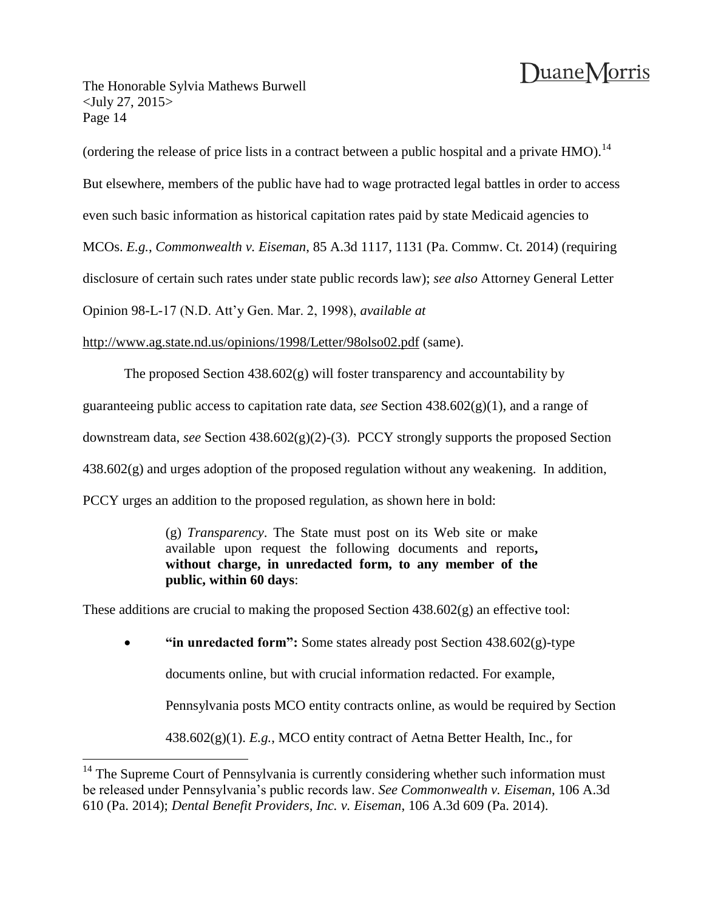(ordering the release of price lists in a contract between a public hospital and a private HMO).[14] But elsewhere, members of the public have had to wage protracted legal battles in order to access even such basic information as historical capitation rates paid by state Medicaid agencies to MCOs. *E.g.*, *Commonwealth v. Eiseman*, 85 A.3d 1117, 1131 (Pa. Commw. Ct. 2014) (requiring disclosure of certain such rates under state public records law); *see also* Attorney General Letter Opinion 98-L-17 (N.D. Att'y Gen. Mar. 2, 1998), *available at* http://www.ag.state.nd.us/opinions/1998/Letter/98olso02.pdf (same).

The proposed Section 438.602(g) will foster transparency and accountability by guaranteeing public access to capitation rate data, *see* Section 438.602(g)(1), and a range of downstream data, *see* Section 438.602(g)(2)-(3). PCCY strongly supports the proposed Section 438.602(g) and urges adoption of the proposed regulation without any weakening. In addition, PCCY urges an addition to the proposed regulation, as shown here in bold:

> (g) *Transparency*. The State must post on its Web site or make available upon request the following documents and reports**, without charge, in unredacted form, to any member of the public, within 60 days**:

These additions are crucial to making the proposed Section 438.602(g) an effective tool:

- **"in unredacted form":** Some states already post Section 438.602(g)-type documents online, but with crucial information redacted. For example, Pennsylvania posts MCO entity contracts online, as would be required by Section 438.602(g)(1). *E.g.*, MCO entity contract of Aetna Better Health, Inc., for

---

[14] The Supreme Court of Pennsylvania is currently considering whether such information must be released under Pennsylvania's public records law. *See Commonwealth v. Eiseman*, 106 A.3d 610 (Pa. 2014); *Dental Benefit Providers, Inc. v. Eiseman*, 106 A.3d 609 (Pa. 2014).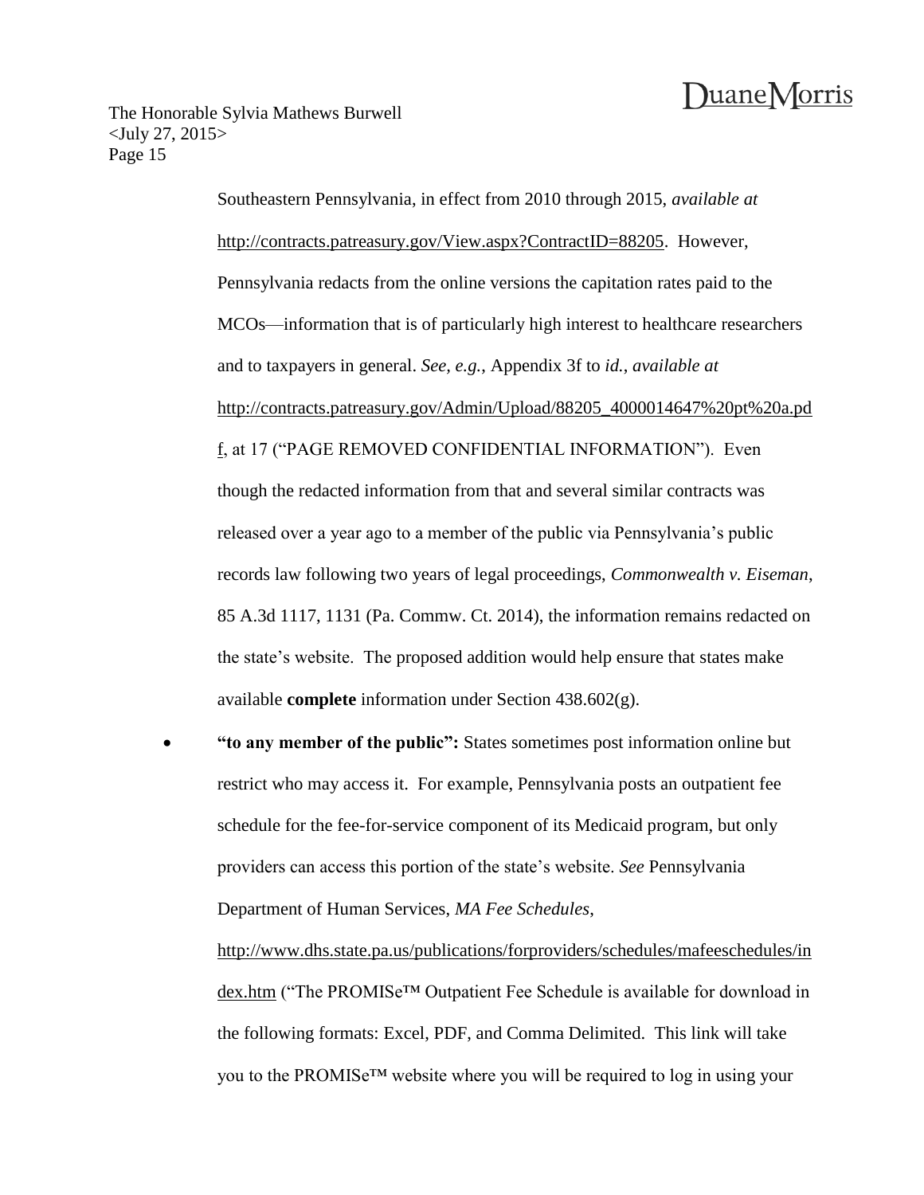Southeastern Pennsylvania, in effect from 2010 through 2015, *available at* http://contracts.patreasury.gov/View.aspx?ContractID=88205. However, Pennsylvania redacts from the online versions the capitation rates paid to the MCOs—information that is of particularly high interest to healthcare researchers and to taxpayers in general. *See, e.g.*, Appendix 3f to *id.*, *available at* http://contracts.patreasury.gov/Admin/Upload/88205_4000014647%20pt%20a.pdf, at 17 ("PAGE REMOVED CONFIDENTIAL INFORMATION"). Even though the redacted information from that and several similar contracts was released over a year ago to a member of the public via Pennsylvania's public records law following two years of legal proceedings, *Commonwealth v. Eiseman*, 85 A.3d 1117, 1131 (Pa. Commw. Ct. 2014), the information remains redacted on the state's website. The proposed addition would help ensure that states make available **complete** information under Section 438.602(g).

- **"to any member of the public":** States sometimes post information online but restrict who may access it. For example, Pennsylvania posts an outpatient fee schedule for the fee-for-service component of its Medicaid program, but only providers can access this portion of the state's website. *See* Pennsylvania Department of Human Services, *MA Fee Schedules*, http://www.dhs.state.pa.us/publications/forproviders/schedules/mafeeschedules/index.htm ("The PROMISe™ Outpatient Fee Schedule is available for download in the following formats: Excel, PDF, and Comma Delimited. This link will take you to the PROMISe™ website where you will be required to log in using your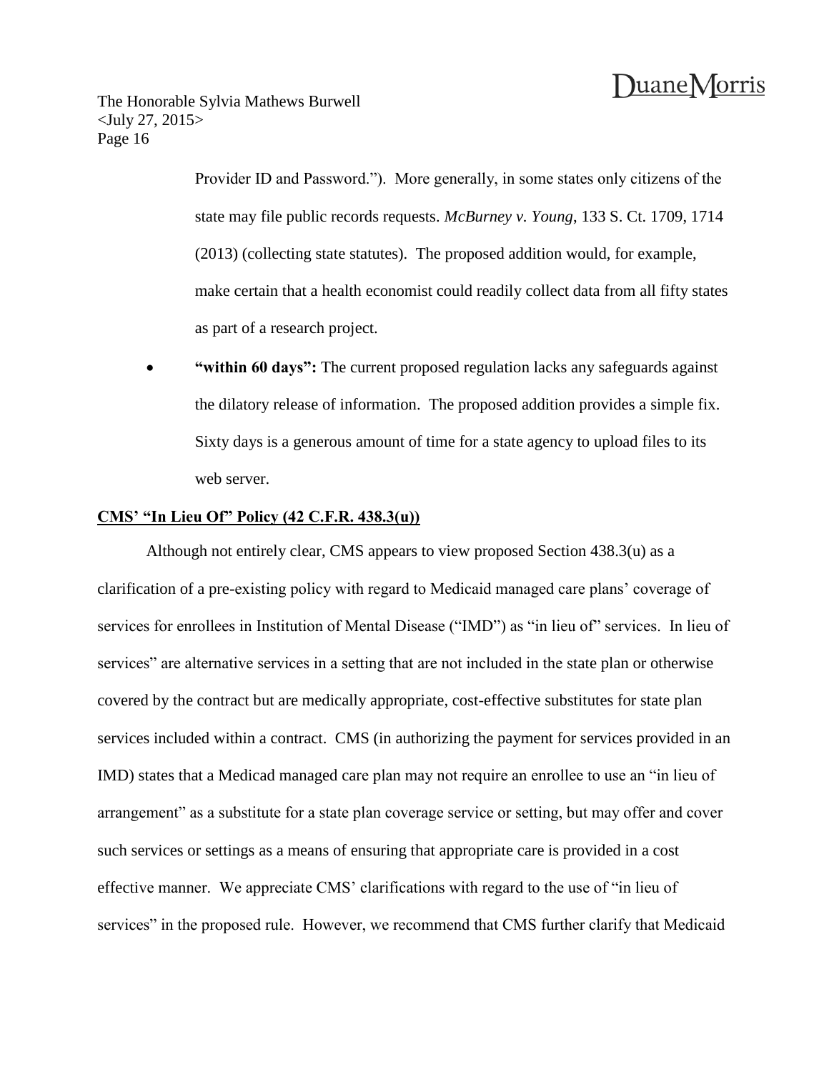Provider ID and Password."). More generally, in some states only citizens of the state may file public records requests. *McBurney v. Young*, 133 S. Ct. 1709, 1714 (2013) (collecting state statutes). The proposed addition would, for example, make certain that a health economist could readily collect data from all fifty states as part of a research project.

- **"within 60 days":** The current proposed regulation lacks any safeguards against the dilatory release of information. The proposed addition provides a simple fix. Sixty days is a generous amount of time for a state agency to upload files to its web server.

**CMS' "In Lieu Of" Policy (42 C.F.R. 438.3(u))**

Although not entirely clear, CMS appears to view proposed Section 438.3(u) as a clarification of a pre-existing policy with regard to Medicaid managed care plans' coverage of services for enrollees in Institution of Mental Disease ("IMD") as "in lieu of" services. In lieu of services" are alternative services in a setting that are not included in the state plan or otherwise covered by the contract but are medically appropriate, cost-effective substitutes for state plan services included within a contract. CMS (in authorizing the payment for services provided in an IMD) states that a Medicad managed care plan may not require an enrollee to use an "in lieu of arrangement" as a substitute for a state plan coverage service or setting, but may offer and cover such services or settings as a means of ensuring that appropriate care is provided in a cost effective manner. We appreciate CMS' clarifications with regard to the use of "in lieu of services" in the proposed rule. However, we recommend that CMS further clarify that Medicaid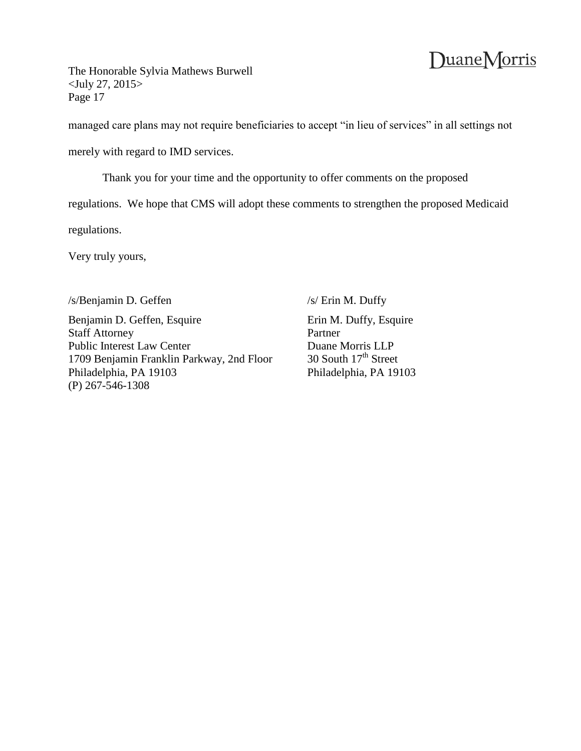managed care plans may not require beneficiaries to accept "in lieu of services" in all settings not merely with regard to IMD services.

Thank you for your time and the opportunity to offer comments on the proposed regulations. We hope that CMS will adopt these comments to strengthen the proposed Medicaid regulations.

Very truly yours,

/s/Benjamin D. Geffen

Benjamin D. Geffen, Esquire
Staff Attorney
Public Interest Law Center
1709 Benjamin Franklin Parkway, 2nd Floor
Philadelphia, PA 19103
(P) 267-546-1308

/s/ Erin M. Duffy

Erin M. Duffy, Esquire
Partner
Duane Morris LLP
30 South 17th Street
Philadelphia, PA 19103